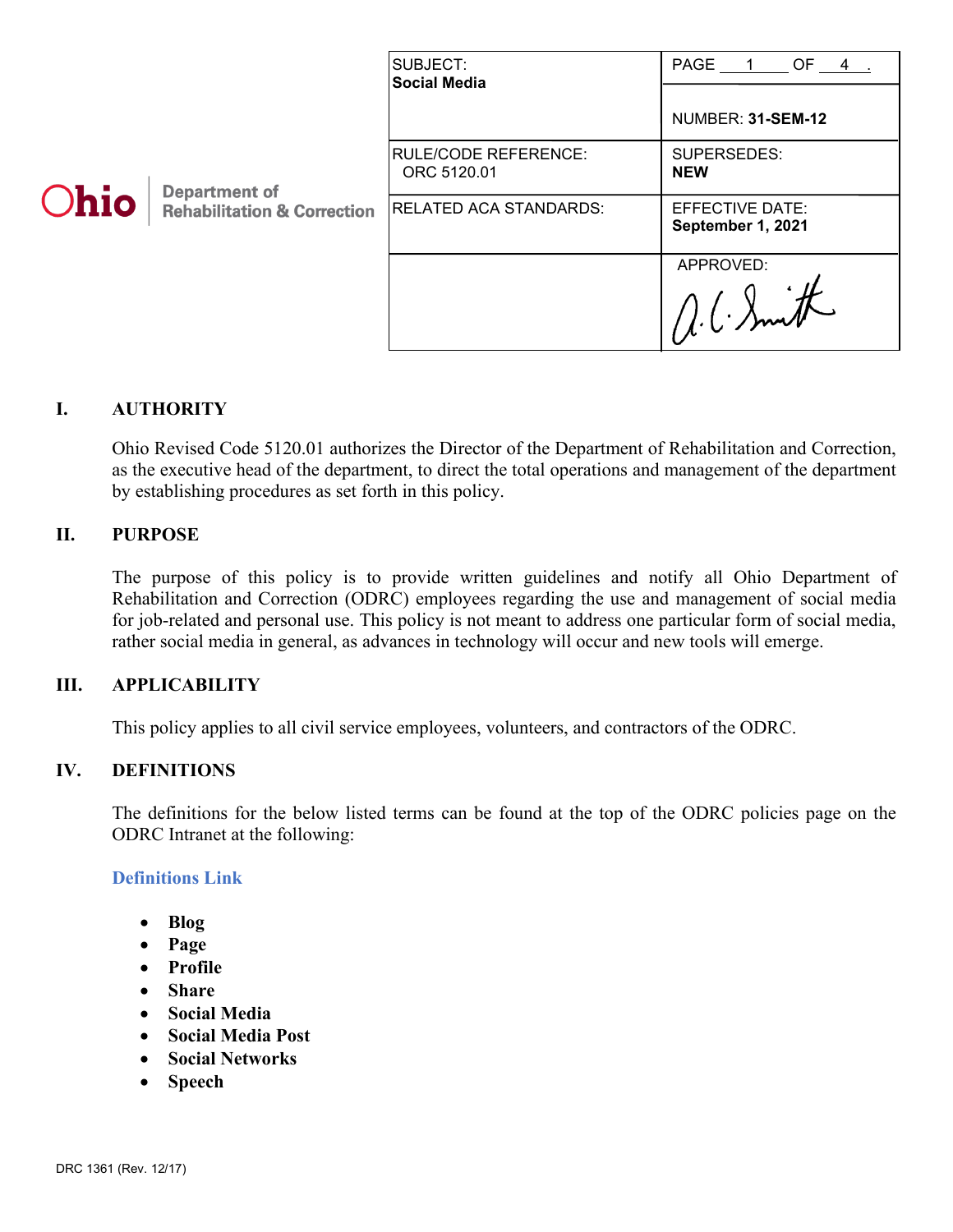| SUBJECT: **Social Media** | PAGE 1 OF 4. NUMBER: **31-SEM-12** |
|---|---|
| RULE/CODE REFERENCE: ORC 5120.01 | SUPERSEDES: **NEW** |
| RELATED ACA STANDARDS: | EFFECTIVE DATE: **September 1, 2021** |
| | APPROVED: A.C. Smith |

Ohio | Department of Rehabilitation & Correction

## I. AUTHORITY

Ohio Revised Code 5120.01 authorizes the Director of the Department of Rehabilitation and Correction, as the executive head of the department, to direct the total operations and management of the department by establishing procedures as set forth in this policy.

## II. PURPOSE

The purpose of this policy is to provide written guidelines and notify all Ohio Department of Rehabilitation and Correction (ODRC) employees regarding the use and management of social media for job-related and personal use. This policy is not meant to address one particular form of social media, rather social media in general, as advances in technology will occur and new tools will emerge.

## III. APPLICABILITY

This policy applies to all civil service employees, volunteers, and contractors of the ODRC.

## IV. DEFINITIONS

The definitions for the below listed terms can be found at the top of the ODRC policies page on the ODRC Intranet at the following:

**Definitions Link**

- **Blog**
- **Page**
- **Profile**
- **Share**
- **Social Media**
- **Social Media Post**
- **Social Networks**
- **Speech**

DRC 1361 (Rev. 12/17)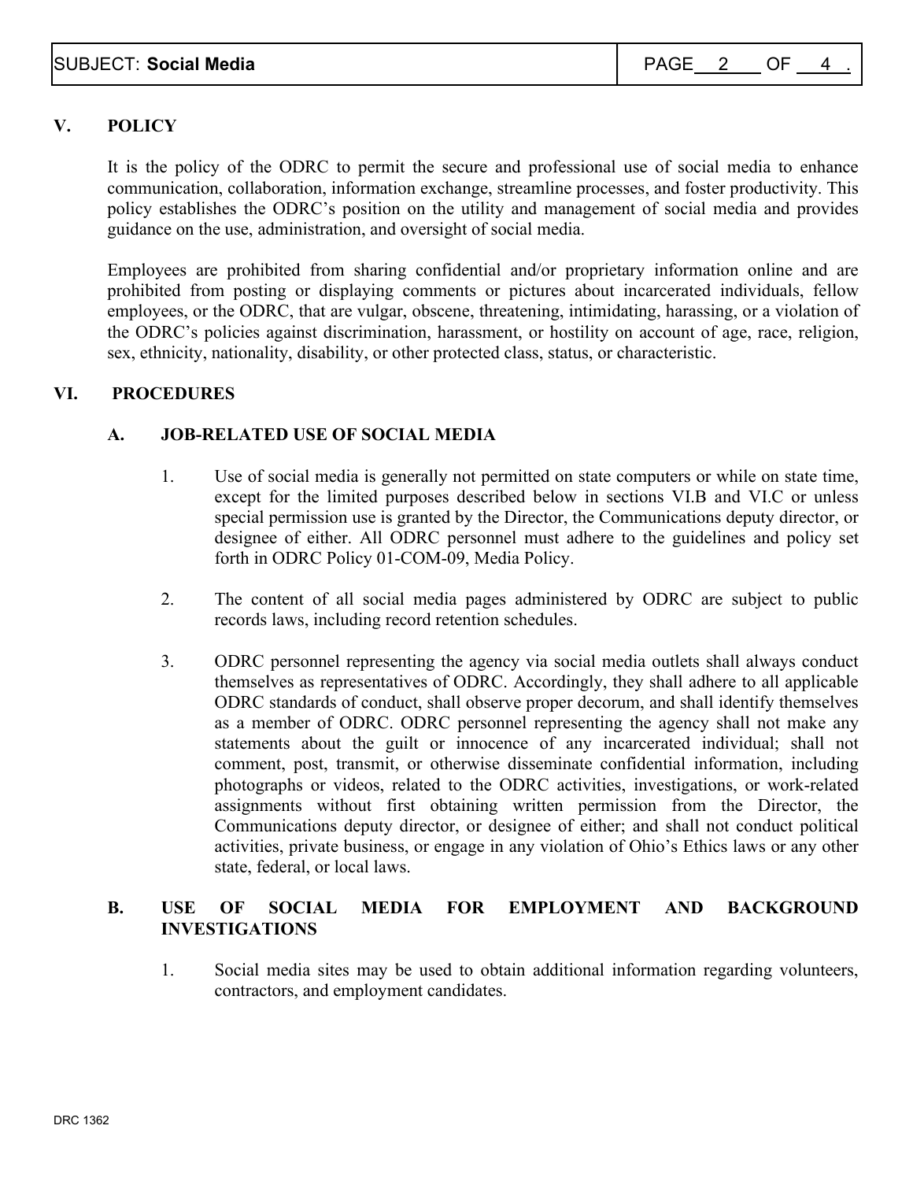## V. POLICY

It is the policy of the ODRC to permit the secure and professional use of social media to enhance communication, collaboration, information exchange, streamline processes, and foster productivity. This policy establishes the ODRC's position on the utility and management of social media and provides guidance on the use, administration, and oversight of social media.

Employees are prohibited from sharing confidential and/or proprietary information online and are prohibited from posting or displaying comments or pictures about incarcerated individuals, fellow employees, or the ODRC, that are vulgar, obscene, threatening, intimidating, harassing, or a violation of the ODRC's policies against discrimination, harassment, or hostility on account of age, race, religion, sex, ethnicity, nationality, disability, or other protected class, status, or characteristic.

## VI. PROCEDURES

### A. JOB-RELATED USE OF SOCIAL MEDIA

1. Use of social media is generally not permitted on state computers or while on state time, except for the limited purposes described below in sections VI.B and VI.C or unless special permission use is granted by the Director, the Communications deputy director, or designee of either. All ODRC personnel must adhere to the guidelines and policy set forth in ODRC Policy 01-COM-09, Media Policy.

2. The content of all social media pages administered by ODRC are subject to public records laws, including record retention schedules.

3. ODRC personnel representing the agency via social media outlets shall always conduct themselves as representatives of ODRC. Accordingly, they shall adhere to all applicable ODRC standards of conduct, shall observe proper decorum, and shall identify themselves as a member of ODRC. ODRC personnel representing the agency shall not make any statements about the guilt or innocence of any incarcerated individual; shall not comment, post, transmit, or otherwise disseminate confidential information, including photographs or videos, related to the ODRC activities, investigations, or work-related assignments without first obtaining written permission from the Director, the Communications deputy director, or designee of either; and shall not conduct political activities, private business, or engage in any violation of Ohio's Ethics laws or any other state, federal, or local laws.

### B. USE OF SOCIAL MEDIA FOR EMPLOYMENT AND BACKGROUND INVESTIGATIONS

1. Social media sites may be used to obtain additional information regarding volunteers, contractors, and employment candidates.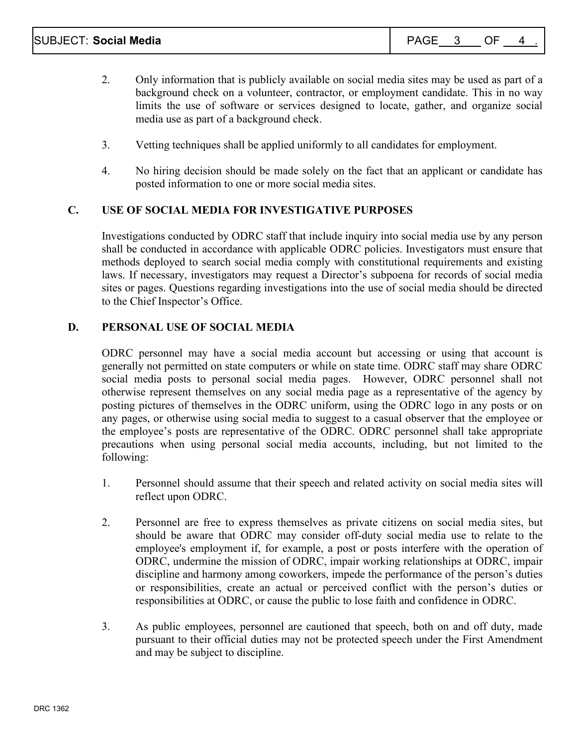2. Only information that is publicly available on social media sites may be used as part of a background check on a volunteer, contractor, or employment candidate. This in no way limits the use of software or services designed to locate, gather, and organize social media use as part of a background check.

3. Vetting techniques shall be applied uniformly to all candidates for employment.

4. No hiring decision should be made solely on the fact that an applicant or candidate has posted information to one or more social media sites.

## C. USE OF SOCIAL MEDIA FOR INVESTIGATIVE PURPOSES

Investigations conducted by ODRC staff that include inquiry into social media use by any person shall be conducted in accordance with applicable ODRC policies. Investigators must ensure that methods deployed to search social media comply with constitutional requirements and existing laws. If necessary, investigators may request a Director's subpoena for records of social media sites or pages. Questions regarding investigations into the use of social media should be directed to the Chief Inspector's Office.

## D. PERSONAL USE OF SOCIAL MEDIA

ODRC personnel may have a social media account but accessing or using that account is generally not permitted on state computers or while on state time. ODRC staff may share ODRC social media posts to personal social media pages. However, ODRC personnel shall not otherwise represent themselves on any social media page as a representative of the agency by posting pictures of themselves in the ODRC uniform, using the ODRC logo in any posts or on any pages, or otherwise using social media to suggest to a casual observer that the employee or the employee's posts are representative of the ODRC. ODRC personnel shall take appropriate precautions when using personal social media accounts, including, but not limited to the following:

1. Personnel should assume that their speech and related activity on social media sites will reflect upon ODRC.

2. Personnel are free to express themselves as private citizens on social media sites, but should be aware that ODRC may consider off-duty social media use to relate to the employee's employment if, for example, a post or posts interfere with the operation of ODRC, undermine the mission of ODRC, impair working relationships at ODRC, impair discipline and harmony among coworkers, impede the performance of the person's duties or responsibilities, create an actual or perceived conflict with the person's duties or responsibilities at ODRC, or cause the public to lose faith and confidence in ODRC.

3. As public employees, personnel are cautioned that speech, both on and off duty, made pursuant to their official duties may not be protected speech under the First Amendment and may be subject to discipline.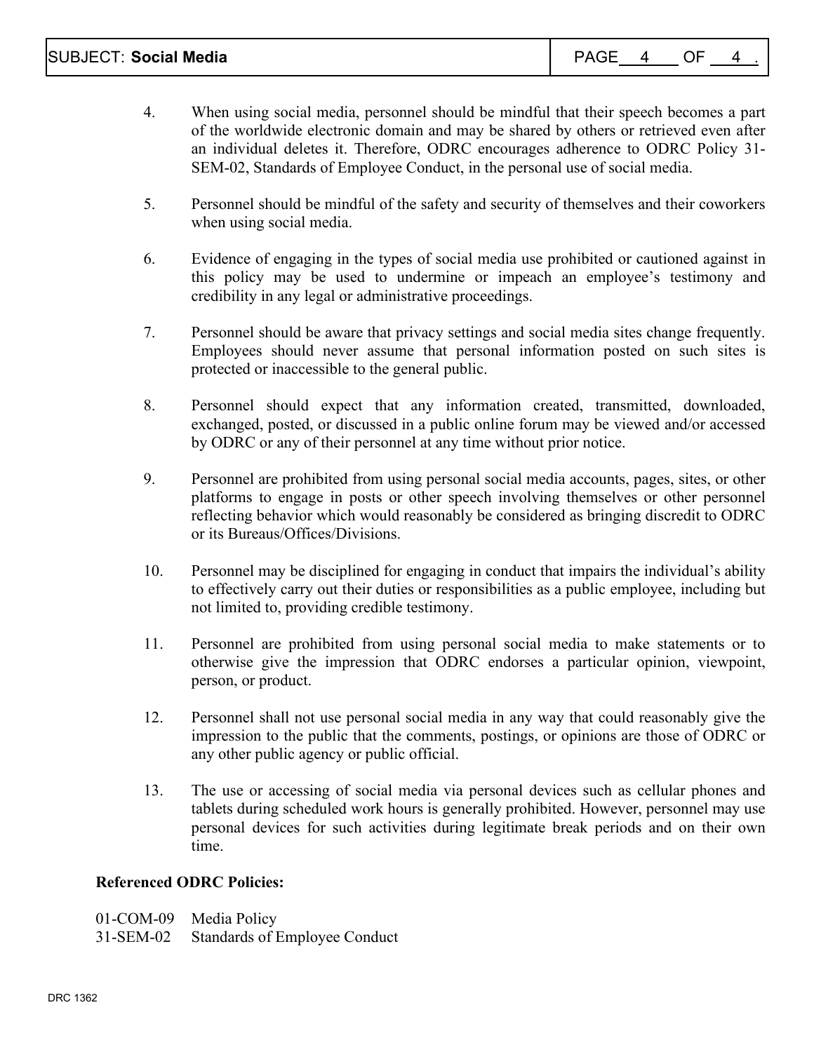4. When using social media, personnel should be mindful that their speech becomes a part of the worldwide electronic domain and may be shared by others or retrieved even after an individual deletes it. Therefore, ODRC encourages adherence to ODRC Policy 31-SEM-02, Standards of Employee Conduct, in the personal use of social media.

5. Personnel should be mindful of the safety and security of themselves and their coworkers when using social media.

6. Evidence of engaging in the types of social media use prohibited or cautioned against in this policy may be used to undermine or impeach an employee's testimony and credibility in any legal or administrative proceedings.

7. Personnel should be aware that privacy settings and social media sites change frequently. Employees should never assume that personal information posted on such sites is protected or inaccessible to the general public.

8. Personnel should expect that any information created, transmitted, downloaded, exchanged, posted, or discussed in a public online forum may be viewed and/or accessed by ODRC or any of their personnel at any time without prior notice.

9. Personnel are prohibited from using personal social media accounts, pages, sites, or other platforms to engage in posts or other speech involving themselves or other personnel reflecting behavior which would reasonably be considered as bringing discredit to ODRC or its Bureaus/Offices/Divisions.

10. Personnel may be disciplined for engaging in conduct that impairs the individual's ability to effectively carry out their duties or responsibilities as a public employee, including but not limited to, providing credible testimony.

11. Personnel are prohibited from using personal social media to make statements or to otherwise give the impression that ODRC endorses a particular opinion, viewpoint, person, or product.

12. Personnel shall not use personal social media in any way that could reasonably give the impression to the public that the comments, postings, or opinions are those of ODRC or any other public agency or public official.

13. The use or accessing of social media via personal devices such as cellular phones and tablets during scheduled work hours is generally prohibited. However, personnel may use personal devices for such activities during legitimate break periods and on their own time.

**Referenced ODRC Policies:**

01-COM-09 Media Policy
31-SEM-02 Standards of Employee Conduct

DRC 1362